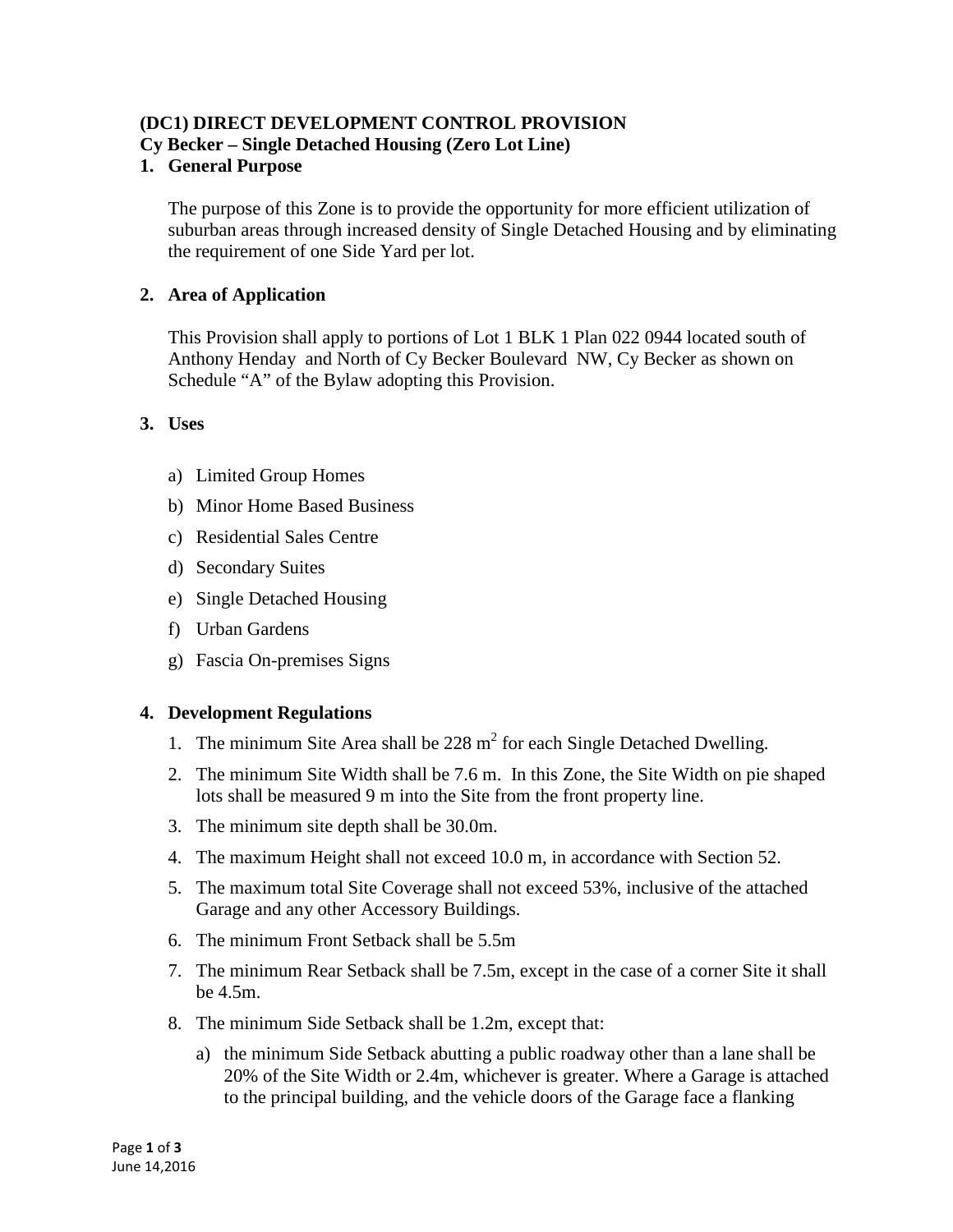**(DC1) DIRECT DEVELOPMENT CONTROL PROVISION**
**Cy Becker – Single Detached Housing (Zero Lot Line)**

## 1. General Purpose

The purpose of this Zone is to provide the opportunity for more efficient utilization of suburban areas through increased density of Single Detached Housing and by eliminating the requirement of one Side Yard per lot.

## 2. Area of Application

This Provision shall apply to portions of Lot 1 BLK 1 Plan 022 0944 located south of Anthony Henday and North of Cy Becker Boulevard NW, Cy Becker as shown on Schedule "A" of the Bylaw adopting this Provision.

## 3. Uses

a) Limited Group Homes
b) Minor Home Based Business
c) Residential Sales Centre
d) Secondary Suites
e) Single Detached Housing
f) Urban Gardens
g) Fascia On-premises Signs

## 4. Development Regulations

1. The minimum Site Area shall be 228 $m^2$ for each Single Detached Dwelling.
2. The minimum Site Width shall be 7.6 m. In this Zone, the Site Width on pie shaped lots shall be measured 9 m into the Site from the front property line.
3. The minimum site depth shall be 30.0m.
4. The maximum Height shall not exceed 10.0 m, in accordance with Section 52.
5. The maximum total Site Coverage shall not exceed 53%, inclusive of the attached Garage and any other Accessory Buildings.
6. The minimum Front Setback shall be 5.5m
7. The minimum Rear Setback shall be 7.5m, except in the case of a corner Site it shall be 4.5m.
8. The minimum Side Setback shall be 1.2m, except that:
   a) the minimum Side Setback abutting a public roadway other than a lane shall be 20% of the Site Width or 2.4m, whichever is greater. Where a Garage is attached to the principal building, and the vehicle doors of the Garage face a flanking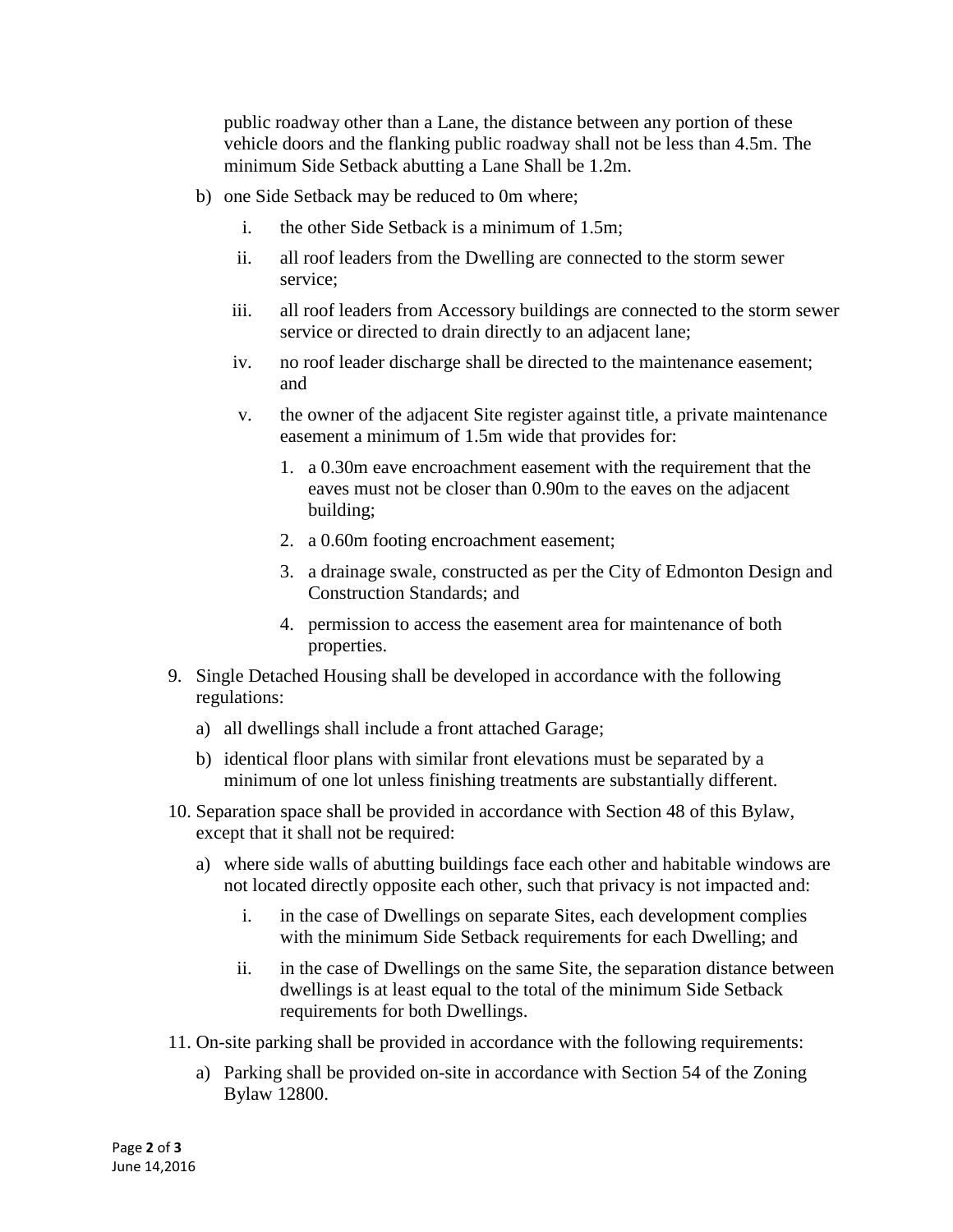public roadway other than a Lane, the distance between any portion of these vehicle doors and the flanking public roadway shall not be less than 4.5m. The minimum Side Setback abutting a Lane Shall be 1.2m.

b) one Side Setback may be reduced to 0m where;

   i. the other Side Setback is a minimum of 1.5m;

   ii. all roof leaders from the Dwelling are connected to the storm sewer service;

   iii. all roof leaders from Accessory buildings are connected to the storm sewer service or directed to drain directly to an adjacent lane;

   iv. no roof leader discharge shall be directed to the maintenance easement; and

   v. the owner of the adjacent Site register against title, a private maintenance easement a minimum of 1.5m wide that provides for:

      1. a 0.30m eave encroachment easement with the requirement that the eaves must not be closer than 0.90m to the eaves on the adjacent building;

      2. a 0.60m footing encroachment easement;

      3. a drainage swale, constructed as per the City of Edmonton Design and Construction Standards; and

      4. permission to access the easement area for maintenance of both properties.

9. Single Detached Housing shall be developed in accordance with the following regulations:

   a) all dwellings shall include a front attached Garage;

   b) identical floor plans with similar front elevations must be separated by a minimum of one lot unless finishing treatments are substantially different.

10. Separation space shall be provided in accordance with Section 48 of this Bylaw, except that it shall not be required:

   a) where side walls of abutting buildings face each other and habitable windows are not located directly opposite each other, such that privacy is not impacted and:

      i. in the case of Dwellings on separate Sites, each development complies with the minimum Side Setback requirements for each Dwelling; and

      ii. in the case of Dwellings on the same Site, the separation distance between dwellings is at least equal to the total of the minimum Side Setback requirements for both Dwellings.

11. On-site parking shall be provided in accordance with the following requirements:

   a) Parking shall be provided on-site in accordance with Section 54 of the Zoning Bylaw 12800.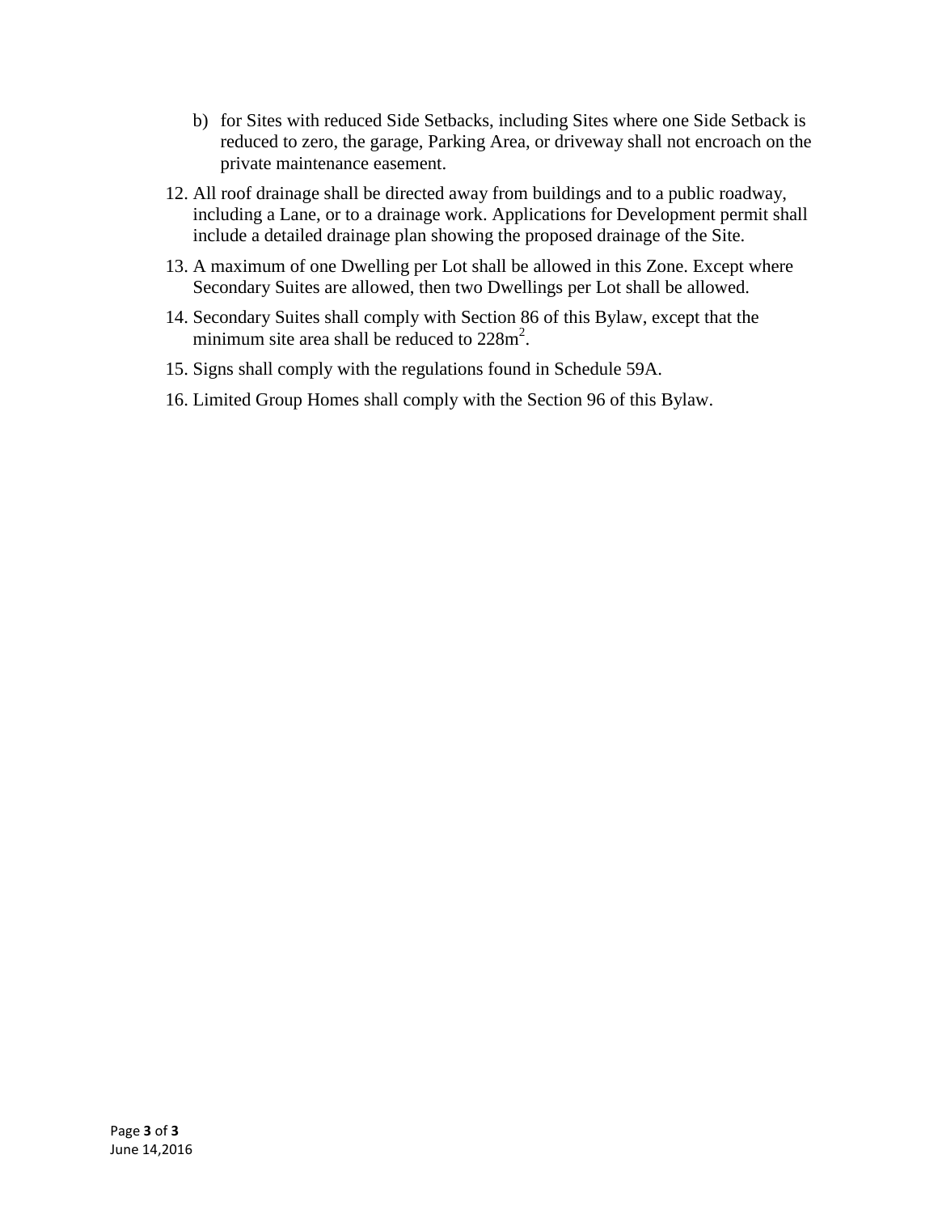b) for Sites with reduced Side Setbacks, including Sites where one Side Setback is reduced to zero, the garage, Parking Area, or driveway shall not encroach on the private maintenance easement.

12. All roof drainage shall be directed away from buildings and to a public roadway, including a Lane, or to a drainage work. Applications for Development permit shall include a detailed drainage plan showing the proposed drainage of the Site.
13. A maximum of one Dwelling per Lot shall be allowed in this Zone. Except where Secondary Suites are allowed, then two Dwellings per Lot shall be allowed.
14. Secondary Suites shall comply with Section 86 of this Bylaw, except that the minimum site area shall be reduced to $228m^2$.
15. Signs shall comply with the regulations found in Schedule 59A.
16. Limited Group Homes shall comply with the Section 96 of this Bylaw.